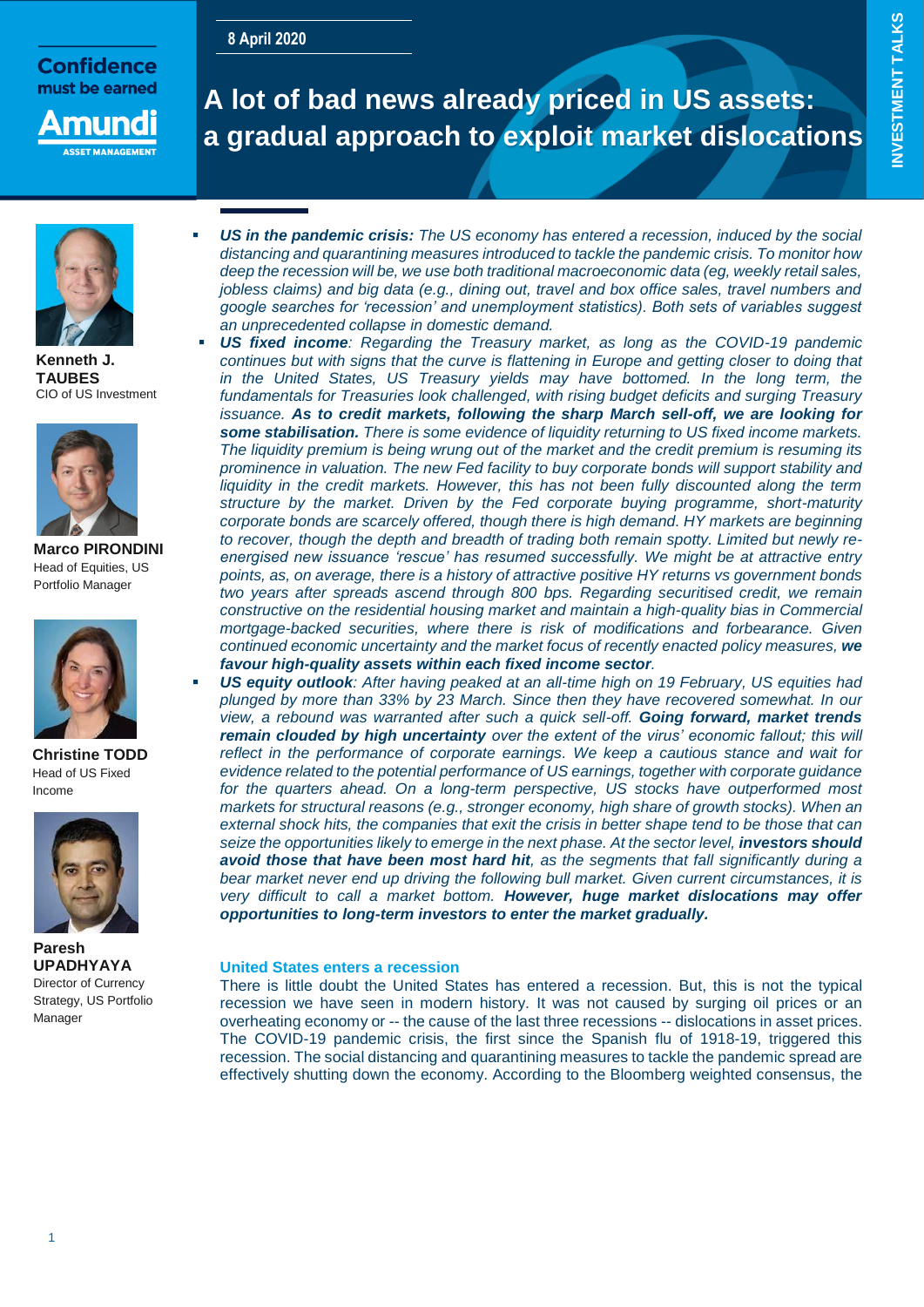8 April 2020

# A lot of bad news already priced in US assets: a gradual approach to exploit market dislocations

**Kenneth J. TAUBES**
CIO of US Investment

**Marco PIRONDINI**
Head of Equities, US Portfolio Manager

**Christine TODD**
Head of US Fixed Income

**Paresh UPADHYAYA**
Director of Currency Strategy, US Portfolio Manager

- ***US in the pandemic crisis:*** *The US economy has entered a recession, induced by the social distancing and quarantining measures introduced to tackle the pandemic crisis. To monitor how deep the recession will be, we use both traditional macroeconomic data (eg, weekly retail sales, jobless claims) and big data (e.g., dining out, travel and box office sales, travel numbers and google searches for 'recession' and unemployment statistics). Both sets of variables suggest an unprecedented collapse in domestic demand.*
- ***US fixed income****: Regarding the Treasury market, as long as the COVID-19 pandemic continues but with signs that the curve is flattening in Europe and getting closer to doing that in the United States, US Treasury yields may have bottomed. In the long term, the fundamentals for Treasuries look challenged, with rising budget deficits and surging Treasury issuance.* ***As to credit markets, following the sharp March sell-off, we are looking for some stabilisation.*** *There is some evidence of liquidity returning to US fixed income markets. The liquidity premium is being wrung out of the market and the credit premium is resuming its prominence in valuation. The new Fed facility to buy corporate bonds will support stability and liquidity in the credit markets. However, this has not been fully discounted along the term structure by the market. Driven by the Fed corporate buying programme, short-maturity corporate bonds are scarcely offered, though there is high demand. HY markets are beginning to recover, though the depth and breadth of trading both remain spotty. Limited but newly re-energised new issuance 'rescue' has resumed successfully. We might be at attractive entry points, as, on average, there is a history of attractive positive HY returns vs government bonds two years after spreads ascend through 800 bps. Regarding securitised credit, we remain constructive on the residential housing market and maintain a high-quality bias in Commercial mortgage-backed securities, where there is risk of modifications and forbearance. Given continued economic uncertainty and the market focus of recently enacted policy measures,* ***we favour high-quality assets within each fixed income sector****.*
- ***US equity outlook****: After having peaked at an all-time high on 19 February, US equities had plunged by more than 33% by 23 March. Since then they have recovered somewhat. In our view, a rebound was warranted after such a quick sell-off.* ***Going forward, market trends remain clouded by high uncertainty*** *over the extent of the virus' economic fallout; this will reflect in the performance of corporate earnings. We keep a cautious stance and wait for evidence related to the potential performance of US earnings, together with corporate guidance for the quarters ahead. On a long-term perspective, US stocks have outperformed most markets for structural reasons (e.g., stronger economy, high share of growth stocks). When an external shock hits, the companies that exit the crisis in better shape tend to be those that can seize the opportunities likely to emerge in the next phase. At the sector level,* ***investors should avoid those that have been most hard hit****, as the segments that fall significantly during a bear market never end up driving the following bull market. Given current circumstances, it is very difficult to call a market bottom.* ***However, huge market dislocations may offer opportunities to long-term investors to enter the market gradually.***

### United States enters a recession

There is little doubt the United States has entered a recession. But, this is not the typical recession we have seen in modern history. It was not caused by surging oil prices or an overheating economy or -- the cause of the last three recessions -- dislocations in asset prices. The COVID-19 pandemic crisis, the first since the Spanish flu of 1918-19, triggered this recession. The social distancing and quarantining measures to tackle the pandemic spread are effectively shutting down the economy. According to the Bloomberg weighted consensus, the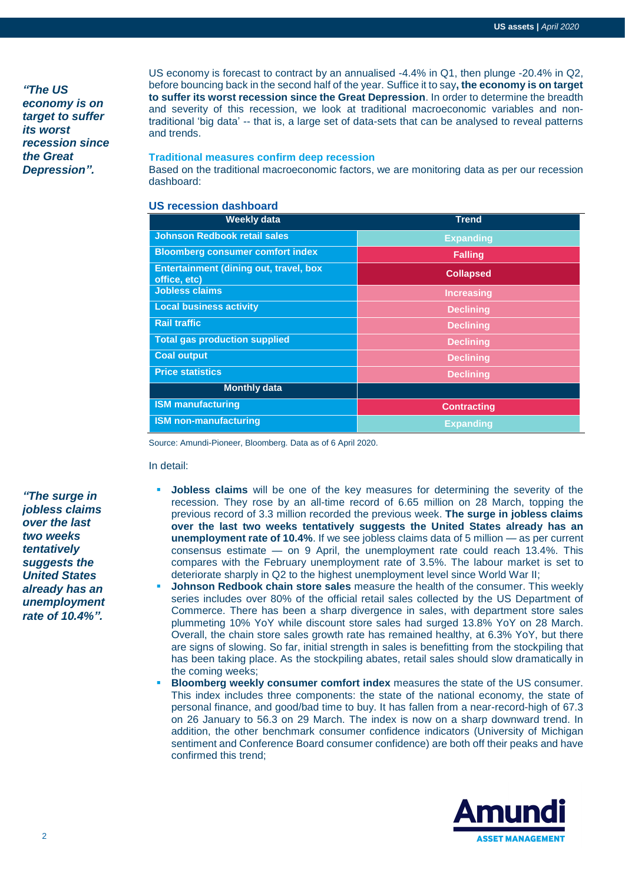*"The US economy is on target to suffer its worst recession since the Great Depression".*

US economy is forecast to contract by an annualised -4.4% in Q1, then plunge -20.4% in Q2, before bouncing back in the second half of the year. Suffice it to say**, the economy is on target to suffer its worst recession since the Great Depression**. In order to determine the breadth and severity of this recession, we look at traditional macroeconomic variables and non-traditional 'big data' -- that is, a large set of data-sets that can be analysed to reveal patterns and trends.

### Traditional measures confirm deep recession

Based on the traditional macroeconomic factors, we are monitoring data as per our recession dashboard:

**US recession dashboard**

| Weekly data | Trend |
|---|---|
| Johnson Redbook retail sales | Expanding |
| Bloomberg consumer comfort index | Falling |
| Entertainment (dining out, travel, box office, etc) | Collapsed |
| Jobless claims | Increasing |
| Local business activity | Declining |
| Rail traffic | Declining |
| Total gas production supplied | Declining |
| Coal output | Declining |
| Price statistics | Declining |
| **Monthly data** | |
| ISM manufacturing | Contracting |
| ISM non-manufacturing | Expanding |

Source: Amundi-Pioneer, Bloomberg. Data as of 6 April 2020.

In detail:

*"The surge in jobless claims over the last two weeks tentatively suggests the United States already has an unemployment rate of 10.4%".*

- **Jobless claims** will be one of the key measures for determining the severity of the recession. They rose by an all-time record of 6.65 million on 28 March, topping the previous record of 3.3 million recorded the previous week. **The surge in jobless claims over the last two weeks tentatively suggests the United States already has an unemployment rate of 10.4%**. If we see jobless claims data of 5 million — as per current consensus estimate — on 9 April, the unemployment rate could reach 13.4%. This compares with the February unemployment rate of 3.5%. The labour market is set to deteriorate sharply in Q2 to the highest unemployment level since World War II;
- **Johnson Redbook chain store sales** measure the health of the consumer. This weekly series includes over 80% of the official retail sales collected by the US Department of Commerce. There has been a sharp divergence in sales, with department store sales plummeting 10% YoY while discount store sales had surged 13.8% YoY on 28 March. Overall, the chain store sales growth rate has remained healthy, at 6.3% YoY, but there are signs of slowing. So far, initial strength in sales is benefitting from the stockpiling that has been taking place. As the stockpiling abates, retail sales should slow dramatically in the coming weeks;
- **Bloomberg weekly consumer comfort index** measures the state of the US consumer. This index includes three components: the state of the national economy, the state of personal finance, and good/bad time to buy. It has fallen from a near-record-high of 67.3 on 26 January to 56.3 on 29 March. The index is now on a sharp downward trend. In addition, the other benchmark consumer confidence indicators (University of Michigan sentiment and Conference Board consumer confidence) are both off their peaks and have confirmed this trend;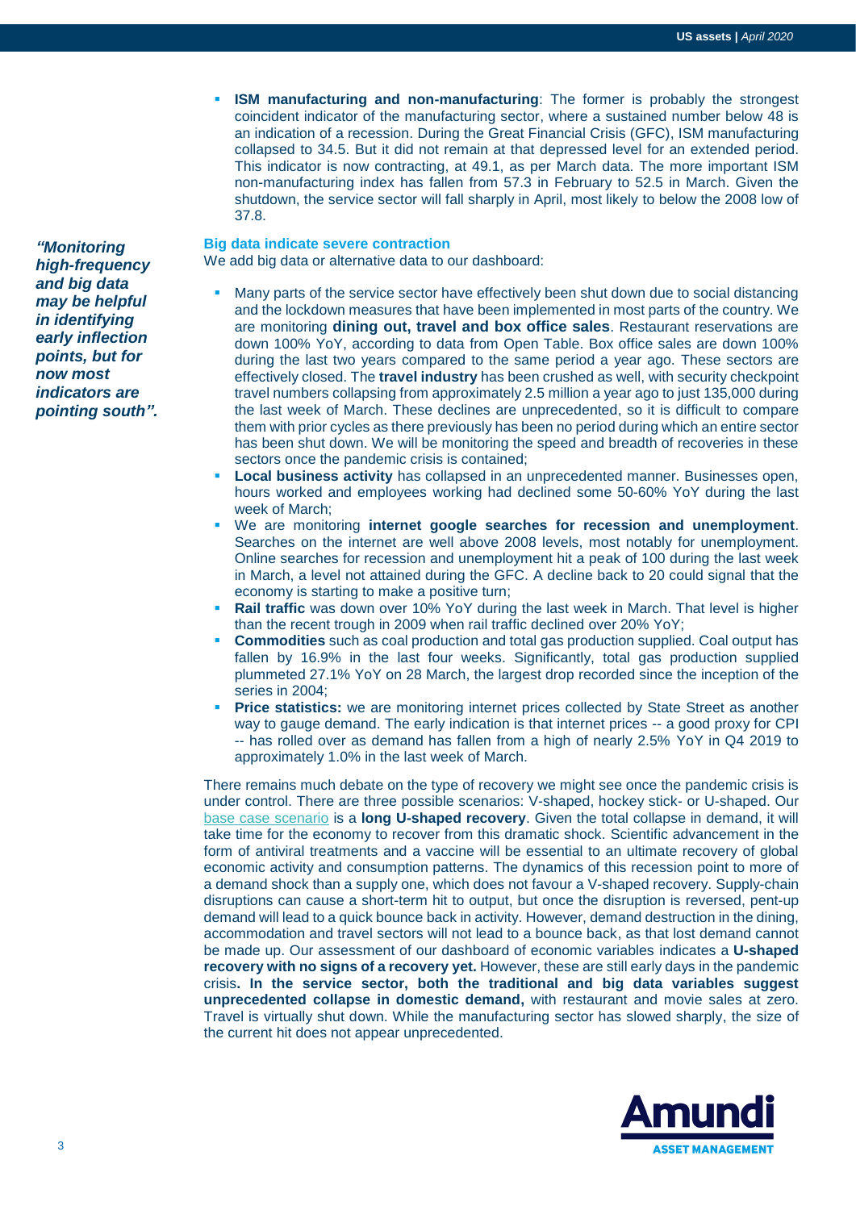- **ISM manufacturing and non-manufacturing**: The former is probably the strongest coincident indicator of the manufacturing sector, where a sustained number below 48 is an indication of a recession. During the Great Financial Crisis (GFC), ISM manufacturing collapsed to 34.5. But it did not remain at that depressed level for an extended period. This indicator is now contracting, at 49.1, as per March data. The more important ISM non-manufacturing index has fallen from 57.3 in February to 52.5 in March. Given the shutdown, the service sector will fall sharply in April, most likely to below the 2008 low of 37.8.

### Big data indicate severe contraction

*"Monitoring high-frequency and big data may be helpful in identifying early inflection points, but for now most indicators are pointing south".*

We add big data or alternative data to our dashboard:

- Many parts of the service sector have effectively been shut down due to social distancing and the lockdown measures that have been implemented in most parts of the country. We are monitoring **dining out, travel and box office sales**. Restaurant reservations are down 100% YoY, according to data from Open Table. Box office sales are down 100% during the last two years compared to the same period a year ago. These sectors are effectively closed. The **travel industry** has been crushed as well, with security checkpoint travel numbers collapsing from approximately 2.5 million a year ago to just 135,000 during the last week of March. These declines are unprecedented, so it is difficult to compare them with prior cycles as there previously has been no period during which an entire sector has been shut down. We will be monitoring the speed and breadth of recoveries in these sectors once the pandemic crisis is contained;
- **Local business activity** has collapsed in an unprecedented manner. Businesses open, hours worked and employees working had declined some 50-60% YoY during the last week of March;
- We are monitoring **internet google searches for recession and unemployment**. Searches on the internet are well above 2008 levels, most notably for unemployment. Online searches for recession and unemployment hit a peak of 100 during the last week in March, a level not attained during the GFC. A decline back to 20 could signal that the economy is starting to make a positive turn;
- **Rail traffic** was down over 10% YoY during the last week in March. That level is higher than the recent trough in 2009 when rail traffic declined over 20% YoY;
- **Commodities** such as coal production and total gas production supplied. Coal output has fallen by 16.9% in the last four weeks. Significantly, total gas production supplied plummeted 27.1% YoY on 28 March, the largest drop recorded since the inception of the series in 2004;
- **Price statistics:** we are monitoring internet prices collected by State Street as another way to gauge demand. The early indication is that internet prices -- a good proxy for CPI -- has rolled over as demand has fallen from a high of nearly 2.5% YoY in Q4 2019 to approximately 1.0% in the last week of March.

There remains much debate on the type of recovery we might see once the pandemic crisis is under control. There are three possible scenarios: V-shaped, hockey stick- or U-shaped. Our base case scenario is a **long U-shaped recovery**. Given the total collapse in demand, it will take time for the economy to recover from this dramatic shock. Scientific advancement in the form of antiviral treatments and a vaccine will be essential to an ultimate recovery of global economic activity and consumption patterns. The dynamics of this recession point to more of a demand shock than a supply one, which does not favour a V-shaped recovery. Supply-chain disruptions can cause a short-term hit to output, but once the disruption is reversed, pent-up demand will lead to a quick bounce back in activity. However, demand destruction in the dining, accommodation and travel sectors will not lead to a bounce back, as that lost demand cannot be made up. Our assessment of our dashboard of economic variables indicates a **U-shaped recovery with no signs of a recovery yet.** However, these are still early days in the pandemic crisis**. In the service sector, both the traditional and big data variables suggest unprecedented collapse in domestic demand,** with restaurant and movie sales at zero. Travel is virtually shut down. While the manufacturing sector has slowed sharply, the size of the current hit does not appear unprecedented.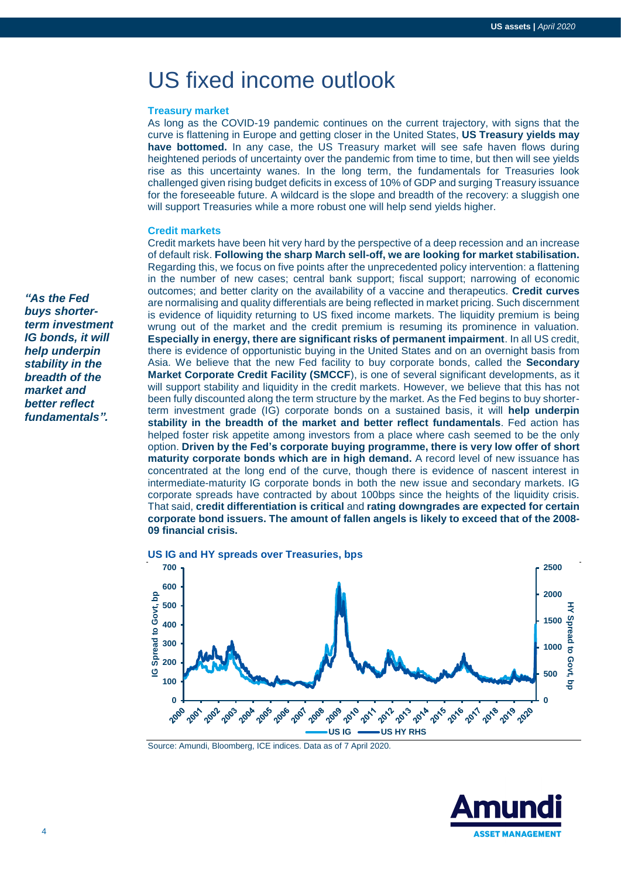# US fixed income outlook

### Treasury market

As long as the COVID-19 pandemic continues on the current trajectory, with signs that the curve is flattening in Europe and getting closer in the United States, **US Treasury yields may have bottomed.** In any case, the US Treasury market will see safe haven flows during heightened periods of uncertainty over the pandemic from time to time, but then will see yields rise as this uncertainty wanes. In the long term, the fundamentals for Treasuries look challenged given rising budget deficits in excess of 10% of GDP and surging Treasury issuance for the foreseeable future. A wildcard is the slope and breadth of the recovery: a sluggish one will support Treasuries while a more robust one will help send yields higher.

### Credit markets

Credit markets have been hit very hard by the perspective of a deep recession and an increase of default risk. **Following the sharp March sell-off, we are looking for market stabilisation.** Regarding this, we focus on five points after the unprecedented policy intervention: a flattening in the number of new cases; central bank support; fiscal support; narrowing of economic outcomes; and better clarity on the availability of a vaccine and therapeutics. **Credit curves** are normalising and quality differentials are being reflected in market pricing. Such discernment is evidence of liquidity returning to US fixed income markets. The liquidity premium is being wrung out of the market and the credit premium is resuming its prominence in valuation. **Especially in energy, there are significant risks of permanent impairment**. In all US credit, there is evidence of opportunistic buying in the United States and on an overnight basis from Asia. We believe that the new Fed facility to buy corporate bonds, called the **Secondary Market Corporate Credit Facility (SMCCF**), is one of several significant developments, as it will support stability and liquidity in the credit markets. However, we believe that this has not been fully discounted along the term structure by the market. As the Fed begins to buy shorter-term investment grade (IG) corporate bonds on a sustained basis, it will **help underpin stability in the breadth of the market and better reflect fundamentals**. Fed action has helped foster risk appetite among investors from a place where cash seemed to be the only option. **Driven by the Fed's corporate buying programme, there is very low offer of short maturity corporate bonds which are in high demand.** A record level of new issuance has concentrated at the long end of the curve, though there is evidence of nascent interest in intermediate-maturity IG corporate bonds in both the new issue and secondary markets. IG corporate spreads have contracted by about 100bps since the heights of the liquidity crisis. That said, **credit differentiation is critical** and **rating downgrades are expected for certain corporate bond issuers. The amount of fallen angels is likely to exceed that of the 2008-09 financial crisis.**

***"As the Fed buys shorter-term investment IG bonds, it will help underpin stability in the breadth of the market and better reflect fundamentals".***

**US IG and HY spreads over Treasuries, bps**

Source: Amundi, Bloomberg, ICE indices. Data as of 7 April 2020.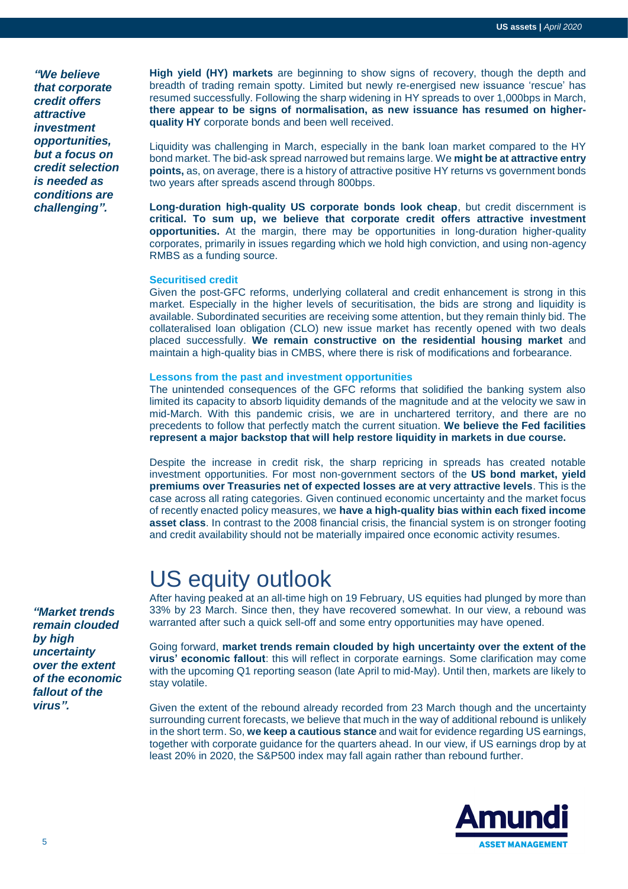*"We believe that corporate credit offers attractive investment opportunities, but a focus on credit selection is needed as conditions are challenging".*

**High yield (HY) markets** are beginning to show signs of recovery, though the depth and breadth of trading remain spotty. Limited but newly re-energised new issuance 'rescue' has resumed successfully. Following the sharp widening in HY spreads to over 1,000bps in March, **there appear to be signs of normalisation, as new issuance has resumed on higher-quality HY** corporate bonds and been well received.

Liquidity was challenging in March, especially in the bank loan market compared to the HY bond market. The bid-ask spread narrowed but remains large. We **might be at attractive entry points,** as, on average, there is a history of attractive positive HY returns vs government bonds two years after spreads ascend through 800bps.

**Long-duration high-quality US corporate bonds look cheap**, but credit discernment is **critical. To sum up, we believe that corporate credit offers attractive investment opportunities.** At the margin, there may be opportunities in long-duration higher-quality corporates, primarily in issues regarding which we hold high conviction, and using non-agency RMBS as a funding source.

### Securitised credit

Given the post-GFC reforms, underlying collateral and credit enhancement is strong in this market. Especially in the higher levels of securitisation, the bids are strong and liquidity is available. Subordinated securities are receiving some attention, but they remain thinly bid. The collateralised loan obligation (CLO) new issue market has recently opened with two deals placed successfully. **We remain constructive on the residential housing market** and maintain a high-quality bias in CMBS, where there is risk of modifications and forbearance.

### Lessons from the past and investment opportunities

The unintended consequences of the GFC reforms that solidified the banking system also limited its capacity to absorb liquidity demands of the magnitude and at the velocity we saw in mid-March. With this pandemic crisis, we are in unchartered territory, and there are no precedents to follow that perfectly match the current situation. **We believe the Fed facilities represent a major backstop that will help restore liquidity in markets in due course.**

Despite the increase in credit risk, the sharp repricing in spreads has created notable investment opportunities. For most non-government sectors of the **US bond market, yield premiums over Treasuries net of expected losses are at very attractive levels**. This is the case across all rating categories. Given continued economic uncertainty and the market focus of recently enacted policy measures, we **have a high-quality bias within each fixed income asset class**. In contrast to the 2008 financial crisis, the financial system is on stronger footing and credit availability should not be materially impaired once economic activity resumes.

# US equity outlook

*"Market trends remain clouded by high uncertainty over the extent of the economic fallout of the virus".*

After having peaked at an all-time high on 19 February, US equities had plunged by more than 33% by 23 March. Since then, they have recovered somewhat. In our view, a rebound was warranted after such a quick sell-off and some entry opportunities may have opened.

Going forward, **market trends remain clouded by high uncertainty over the extent of the virus' economic fallout**: this will reflect in corporate earnings. Some clarification may come with the upcoming Q1 reporting season (late April to mid-May). Until then, markets are likely to stay volatile.

Given the extent of the rebound already recorded from 23 March though and the uncertainty surrounding current forecasts, we believe that much in the way of additional rebound is unlikely in the short term. So, **we keep a cautious stance** and wait for evidence regarding US earnings, together with corporate guidance for the quarters ahead. In our view, if US earnings drop by at least 20% in 2020, the S&P500 index may fall again rather than rebound further.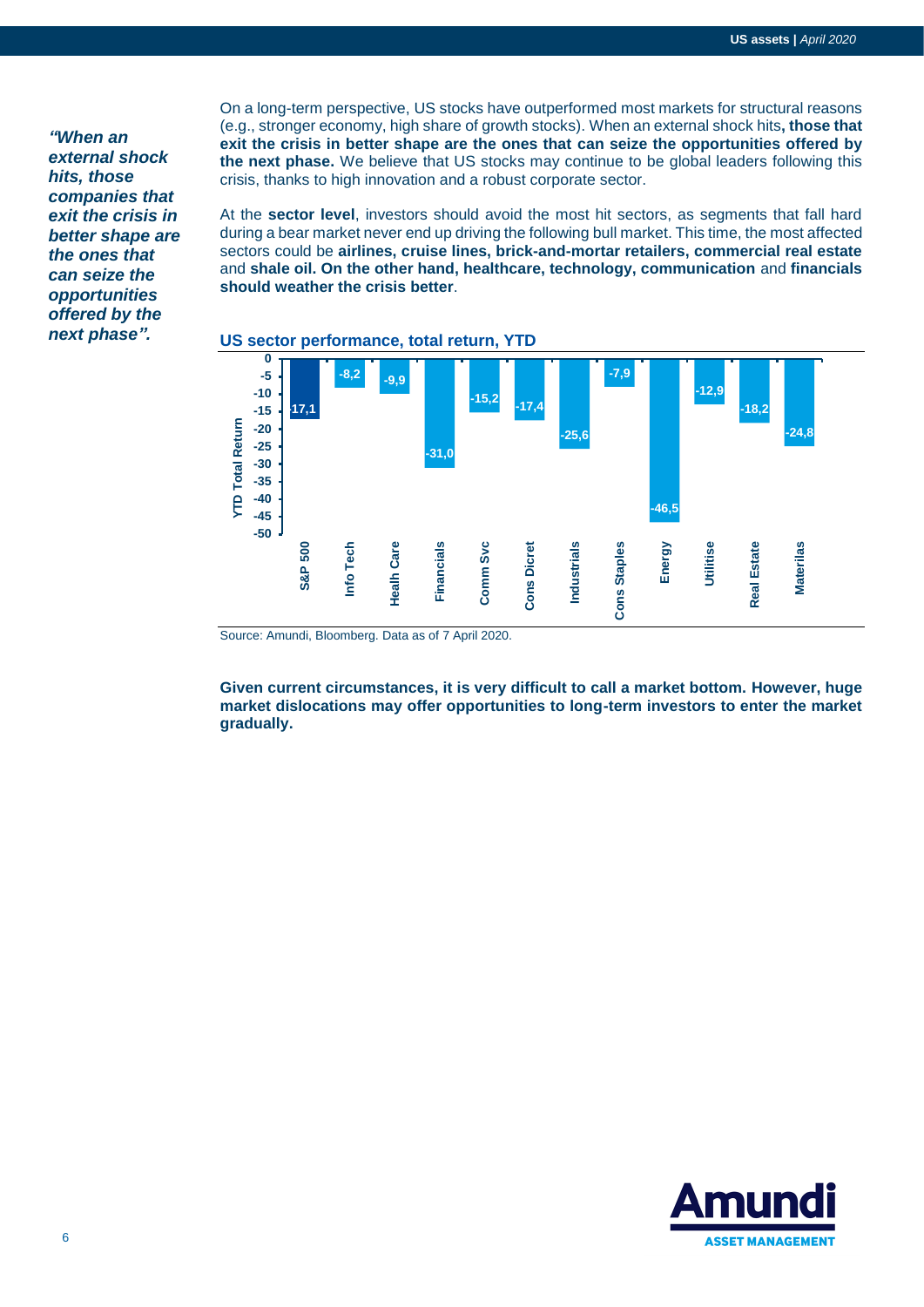*"When an external shock hits, those companies that exit the crisis in better shape are the ones that can seize the opportunities offered by the next phase".*

On a long-term perspective, US stocks have outperformed most markets for structural reasons (e.g., stronger economy, high share of growth stocks). When an external shock hits**, those that exit the crisis in better shape are the ones that can seize the opportunities offered by the next phase.** We believe that US stocks may continue to be global leaders following this crisis, thanks to high innovation and a robust corporate sector.

At the **sector level**, investors should avoid the most hit sectors, as segments that fall hard during a bear market never end up driving the following bull market. This time, the most affected sectors could be **airlines, cruise lines, brick-and-mortar retailers, commercial real estate** and **shale oil. On the other hand, healthcare, technology, communication** and **financials should weather the crisis better**.

**US sector performance, total return, YTD**

| Sector | YTD Total Return |
|---|---|
| S&P 500 | -17,1 |
| Info Tech | -8,2 |
| Healh Care | -9,9 |
| Financials | -31,0 |
| Comm Svc | -15,2 |
| Cons Dicret | -17,4 |
| Industrials | -25,6 |
| Cons Staples | -7,9 |
| Energy | -46,5 |
| Utilitise | -12,9 |
| Real Estate | -18,2 |
| Materilas | -24,8 |

Source: Amundi, Bloomberg. Data as of 7 April 2020.

**Given current circumstances, it is very difficult to call a market bottom. However, huge market dislocations may offer opportunities to long-term investors to enter the market gradually.**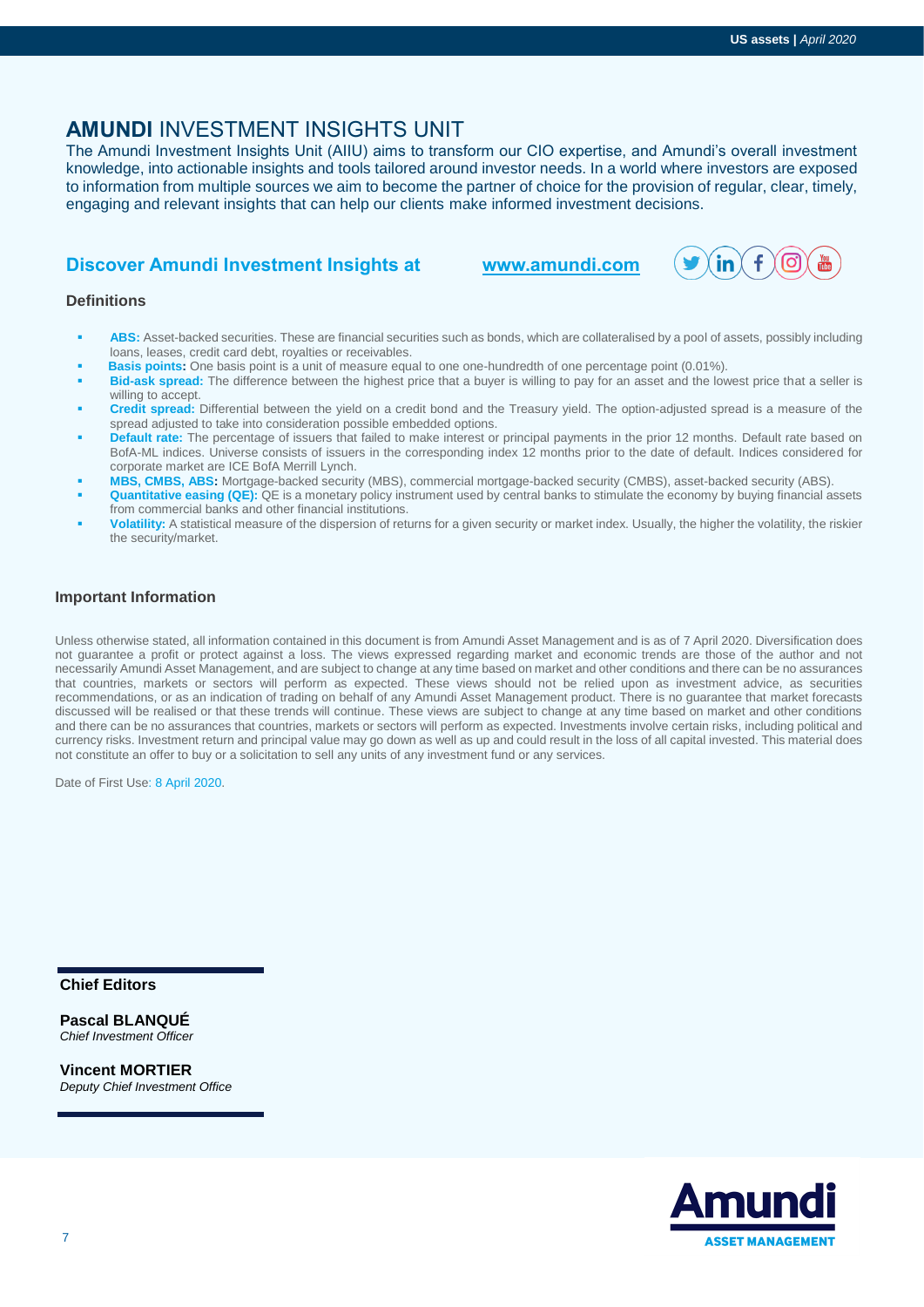# **AMUNDI** INVESTMENT INSIGHTS UNIT

The Amundi Investment Insights Unit (AIIU) aims to transform our CIO expertise, and Amundi's overall investment knowledge, into actionable insights and tools tailored around investor needs. In a world where investors are exposed to information from multiple sources we aim to become the partner of choice for the provision of regular, clear, timely, engaging and relevant insights that can help our clients make informed investment decisions.

## Discover Amundi Investment Insights at www.amundi.com

### Definitions

- **ABS:** Asset-backed securities. These are financial securities such as bonds, which are collateralised by a pool of assets, possibly including loans, leases, credit card debt, royalties or receivables.
- **Basis points:** One basis point is a unit of measure equal to one one-hundredth of one percentage point (0.01%).
- **Bid-ask spread:** The difference between the highest price that a buyer is willing to pay for an asset and the lowest price that a seller is willing to accept.
- **Credit spread:** Differential between the yield on a credit bond and the Treasury yield. The option-adjusted spread is a measure of the spread adjusted to take into consideration possible embedded options.
- **Default rate:** The percentage of issuers that failed to make interest or principal payments in the prior 12 months. Default rate based on BofA-ML indices. Universe consists of issuers in the corresponding index 12 months prior to the date of default. Indices considered for corporate market are ICE BofA Merrill Lynch.
- **MBS, CMBS, ABS:** Mortgage-backed security (MBS), commercial mortgage-backed security (CMBS), asset-backed security (ABS).
- **Quantitative easing (QE):** QE is a monetary policy instrument used by central banks to stimulate the economy by buying financial assets from commercial banks and other financial institutions.
- **Volatility:** A statistical measure of the dispersion of returns for a given security or market index. Usually, the higher the volatility, the riskier the security/market.

### Important Information

Unless otherwise stated, all information contained in this document is from Amundi Asset Management and is as of 7 April 2020. Diversification does not guarantee a profit or protect against a loss. The views expressed regarding market and economic trends are those of the author and not necessarily Amundi Asset Management, and are subject to change at any time based on market and other conditions and there can be no assurances that countries, markets or sectors will perform as expected. These views should not be relied upon as investment advice, as securities recommendations, or as an indication of trading on behalf of any Amundi Asset Management product. There is no guarantee that market forecasts discussed will be realised or that these trends will continue. These views are subject to change at any time based on market and other conditions and there can be no assurances that countries, markets or sectors will perform as expected. Investments involve certain risks, including political and currency risks. Investment return and principal value may go down as well as up and could result in the loss of all capital invested. This material does not constitute an offer to buy or a solicitation to sell any units of any investment fund or any services.

Date of First Use: 8 April 2020.

**Chief Editors**

**Pascal BLANQUÉ**
*Chief Investment Officer*

**Vincent MORTIER**
*Deputy Chief Investment Office*

Amundi
ASSET MANAGEMENT